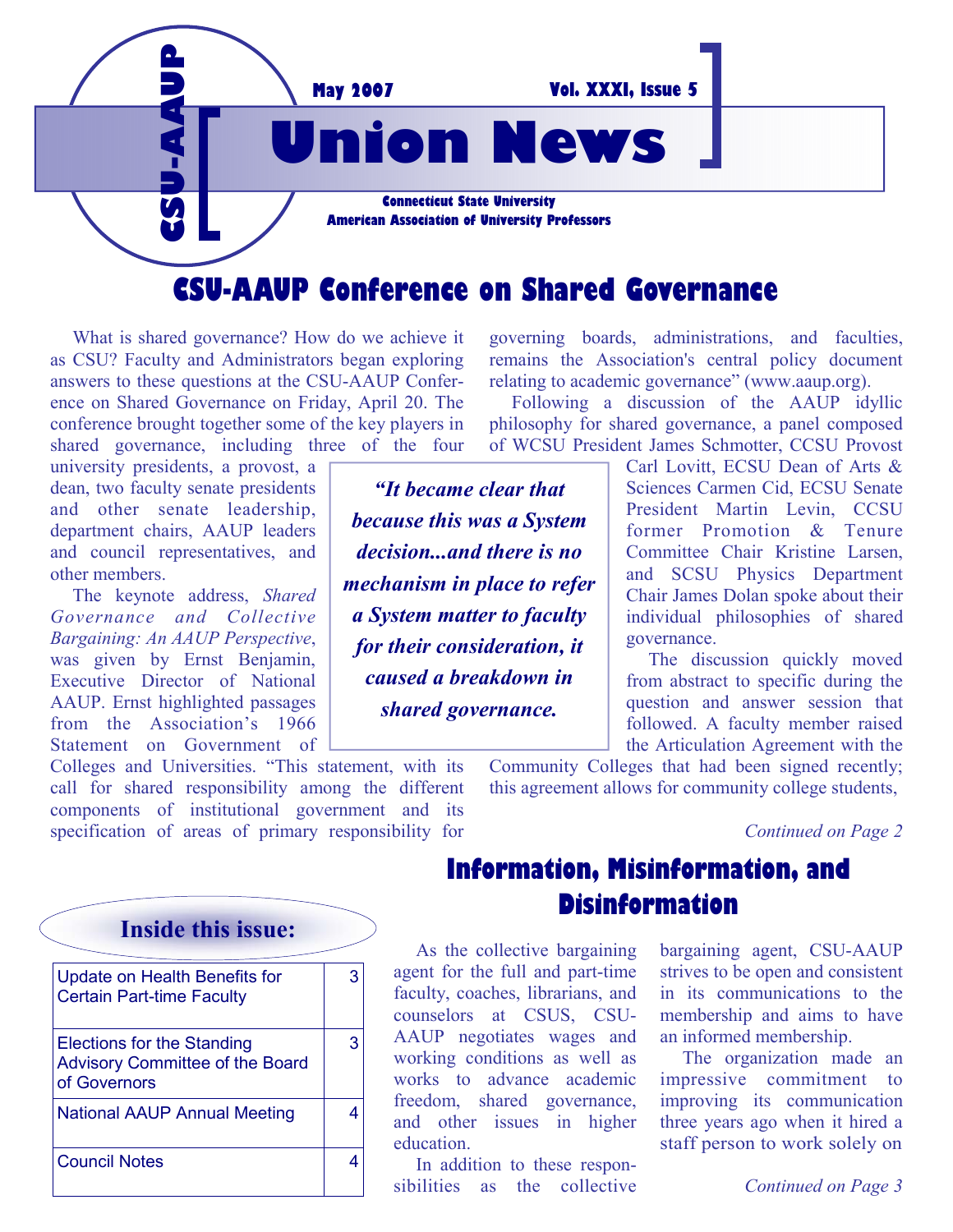# Union News

**CSU-AAUP**

**May 2007** **Vol. XXXI, Issue 5**

**Connecticut State University**
**American Association of University Professors**

## CSU-AAUP Conference on Shared Governance

What is shared governance? How do we achieve it as CSU? Faculty and Administrators began exploring answers to these questions at the CSU-AAUP Conference on Shared Governance on Friday, April 20. The conference brought together some of the key players in shared governance, including three of the four university presidents, a provost, a dean, two faculty senate presidents and other senate leadership, department chairs, AAUP leaders and council representatives, and other members.

The keynote address, *Shared Governance and Collective Bargaining: An AAUP Perspective*, was given by Ernst Benjamin, Executive Director of National AAUP. Ernst highlighted passages from the Association's 1966 Statement on Government of Colleges and Universities. "This statement, with its call for shared responsibility among the different components of institutional government and its specification of areas of primary responsibility for governing boards, administrations, and faculties, remains the Association's central policy document relating to academic governance" (www.aaup.org).

> ***"It became clear that because this was a System decision...and there is no mechanism in place to refer a System matter to faculty for their consideration, it caused a breakdown in shared governance.***

Following a discussion of the AAUP idyllic philosophy for shared governance, a panel composed of WCSU President James Schmotter, CCSU Provost Carl Lovitt, ECSU Dean of Arts & Sciences Carmen Cid, ECSU Senate President Martin Levin, CCSU former Promotion & Tenure Committee Chair Kristine Larsen, and SCSU Physics Department Chair James Dolan spoke about their individual philosophies of shared governance.

The discussion quickly moved from abstract to specific during the question and answer session that followed. A faculty member raised the Articulation Agreement with the Community Colleges that had been signed recently; this agreement allows for community college students,

*Continued on Page 2*

## Information, Misinformation, and Disinformation

As the collective bargaining agent for the full and part-time faculty, coaches, librarians, and counselors at CSUS, CSU-AAUP negotiates wages and working conditions as well as works to advance academic freedom, shared governance, and other issues in higher education.

In addition to these responsibilities as the collective bargaining agent, CSU-AAUP strives to be open and consistent in its communications to the membership and aims to have an informed membership.

The organization made an impressive commitment to improving its communication three years ago when it hired a staff person to work solely on

*Continued on Page 3*

### Inside this issue:

| | |
|---|---|
| Update on Health Benefits for Certain Part-time Faculty | 3 |
| Elections for the Standing Advisory Committee of the Board of Governors | 3 |
| National AAUP Annual Meeting | 4 |
| Council Notes | 4 |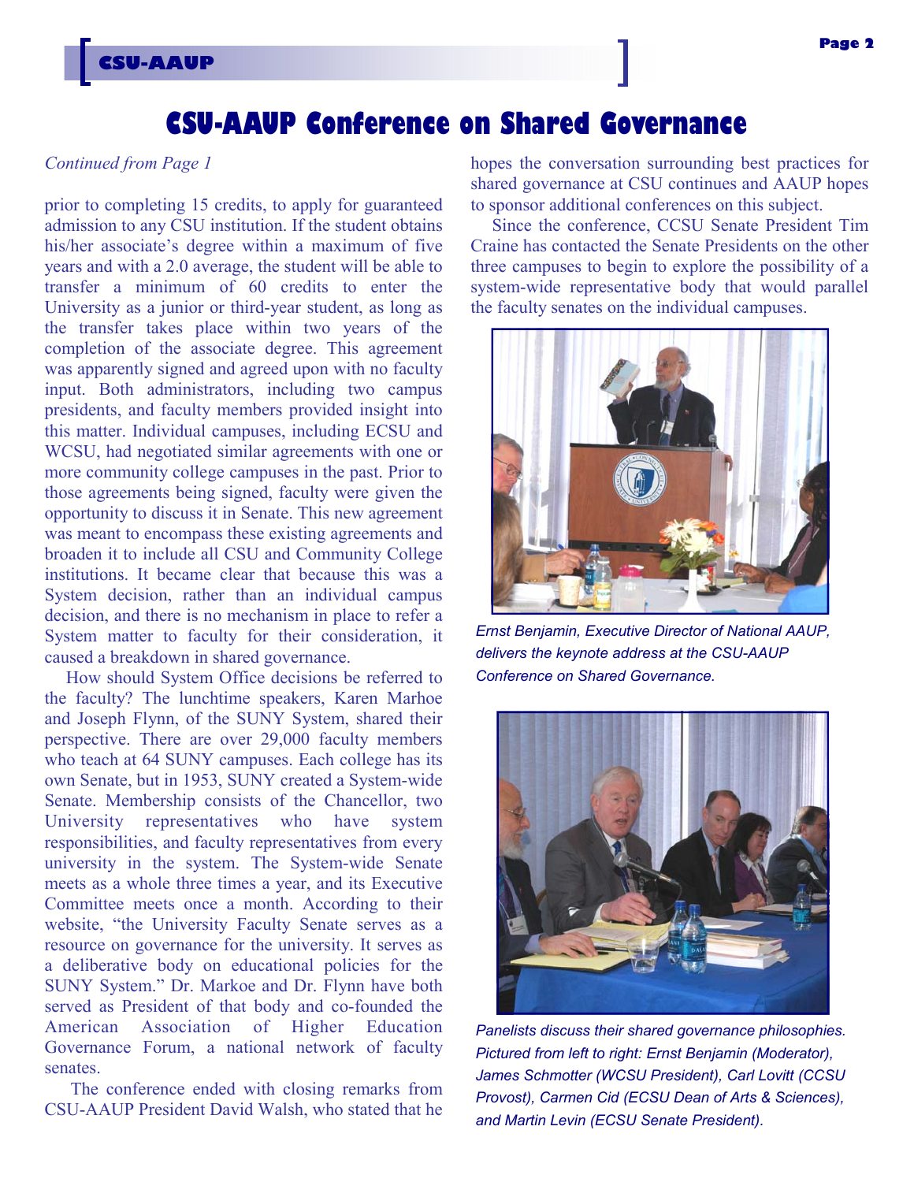# CSU-AAUP Conference on Shared Governance

*Continued from Page 1*

prior to completing 15 credits, to apply for guaranteed admission to any CSU institution. If the student obtains his/her associate's degree within a maximum of five years and with a 2.0 average, the student will be able to transfer a minimum of 60 credits to enter the University as a junior or third-year student, as long as the transfer takes place within two years of the completion of the associate degree. This agreement was apparently signed and agreed upon with no faculty input. Both administrators, including two campus presidents, and faculty members provided insight into this matter. Individual campuses, including ECSU and WCSU, had negotiated similar agreements with one or more community college campuses in the past. Prior to those agreements being signed, faculty were given the opportunity to discuss it in Senate. This new agreement was meant to encompass these existing agreements and broaden it to include all CSU and Community College institutions. It became clear that because this was a System decision, rather than an individual campus decision, and there is no mechanism in place to refer a System matter to faculty for their consideration, it caused a breakdown in shared governance.

How should System Office decisions be referred to the faculty? The lunchtime speakers, Karen Marhoe and Joseph Flynn, of the SUNY System, shared their perspective. There are over 29,000 faculty members who teach at 64 SUNY campuses. Each college has its own Senate, but in 1953, SUNY created a System-wide Senate. Membership consists of the Chancellor, two University representatives who have system responsibilities, and faculty representatives from every university in the system. The System-wide Senate meets as a whole three times a year, and its Executive Committee meets once a month. According to their website, "the University Faculty Senate serves as a resource on governance for the university. It serves as a deliberative body on educational policies for the SUNY System." Dr. Markoe and Dr. Flynn have both served as President of that body and co-founded the American Association of Higher Education Governance Forum, a national network of faculty senates.

The conference ended with closing remarks from CSU-AAUP President David Walsh, who stated that he hopes the conversation surrounding best practices for shared governance at CSU continues and AAUP hopes to sponsor additional conferences on this subject.

Since the conference, CCSU Senate President Tim Craine has contacted the Senate Presidents on the other three campuses to begin to explore the possibility of a system-wide representative body that would parallel the faculty senates on the individual campuses.

*Ernst Benjamin, Executive Director of National AAUP, delivers the keynote address at the CSU-AAUP Conference on Shared Governance.*

*Panelists discuss their shared governance philosophies. Pictured from left to right: Ernst Benjamin (Moderator), James Schmotter (WCSU President), Carl Lovitt (CCSU Provost), Carmen Cid (ECSU Dean of Arts & Sciences), and Martin Levin (ECSU Senate President).*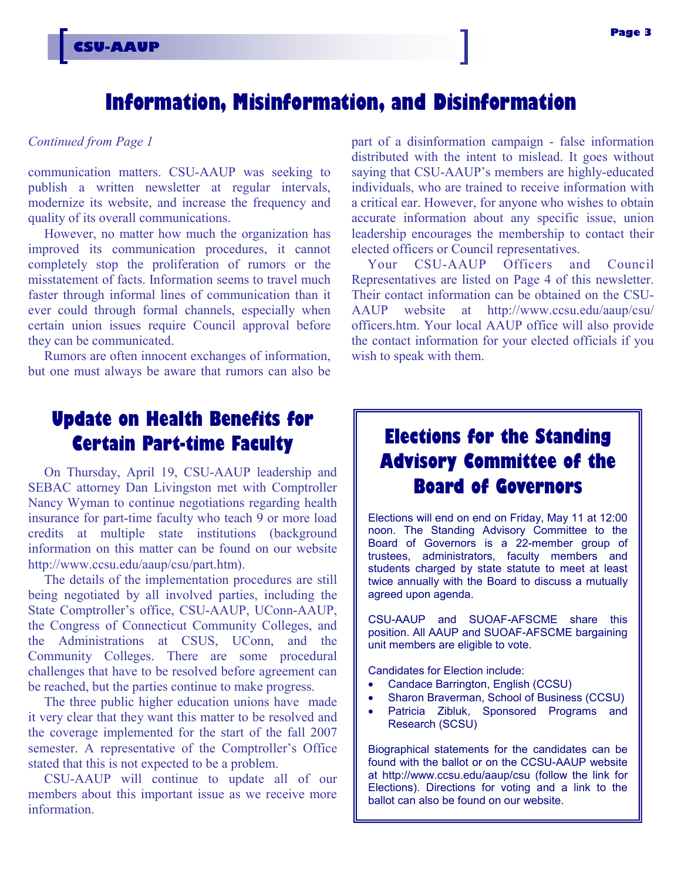# Information, Misinformation, and Disinformation

*Continued from Page 1*

communication matters. CSU-AAUP was seeking to publish a written newsletter at regular intervals, modernize its website, and increase the frequency and quality of its overall communications.

However, no matter how much the organization has improved its communication procedures, it cannot completely stop the proliferation of rumors or the misstatement of facts. Information seems to travel much faster through informal lines of communication than it ever could through formal channels, especially when certain union issues require Council approval before they can be communicated.

Rumors are often innocent exchanges of information, but one must always be aware that rumors can also be part of a disinformation campaign - false information distributed with the intent to mislead. It goes without saying that CSU-AAUP's members are highly-educated individuals, who are trained to receive information with a critical ear. However, for anyone who wishes to obtain accurate information about any specific issue, union leadership encourages the membership to contact their elected officers or Council representatives.

Your CSU-AAUP Officers and Council Representatives are listed on Page 4 of this newsletter. Their contact information can be obtained on the CSU-AAUP website at http://www.ccsu.edu/aaup/csu/officers.htm. Your local AAUP office will also provide the contact information for your elected officials if you wish to speak with them.

## Update on Health Benefits for Certain Part-time Faculty

On Thursday, April 19, CSU-AAUP leadership and SEBAC attorney Dan Livingston met with Comptroller Nancy Wyman to continue negotiations regarding health insurance for part-time faculty who teach 9 or more load credits at multiple state institutions (background information on this matter can be found on our website http://www.ccsu.edu/aaup/csu/part.htm).

The details of the implementation procedures are still being negotiated by all involved parties, including the State Comptroller's office, CSU-AAUP, UConn-AAUP, the Congress of Connecticut Community Colleges, and the Administrations at CSUS, UConn, and the Community Colleges. There are some procedural challenges that have to be resolved before agreement can be reached, but the parties continue to make progress.

The three public higher education unions have made it very clear that they want this matter to be resolved and the coverage implemented for the start of the fall 2007 semester. A representative of the Comptroller's Office stated that this is not expected to be a problem.

CSU-AAUP will continue to update all of our members about this important issue as we receive more information.

## Elections for the Standing Advisory Committee of the Board of Governors

Elections will end on end on Friday, May 11 at 12:00 noon. The Standing Advisory Committee to the Board of Governors is a 22-member group of trustees, administrators, faculty members and students charged by state statute to meet at least twice annually with the Board to discuss a mutually agreed upon agenda.

CSU-AAUP and SUOAF-AFSCME share this position. All AAUP and SUOAF-AFSCME bargaining unit members are eligible to vote.

Candidates for Election include:

- Candace Barrington, English (CCSU)
- Sharon Braverman, School of Business (CCSU)
- Patricia Zibluk, Sponsored Programs and Research (SCSU)

Biographical statements for the candidates can be found with the ballot or on the CCSU-AAUP website at http://www.ccsu.edu/aaup/csu (follow the link for Elections). Directions for voting and a link to the ballot can also be found on our website.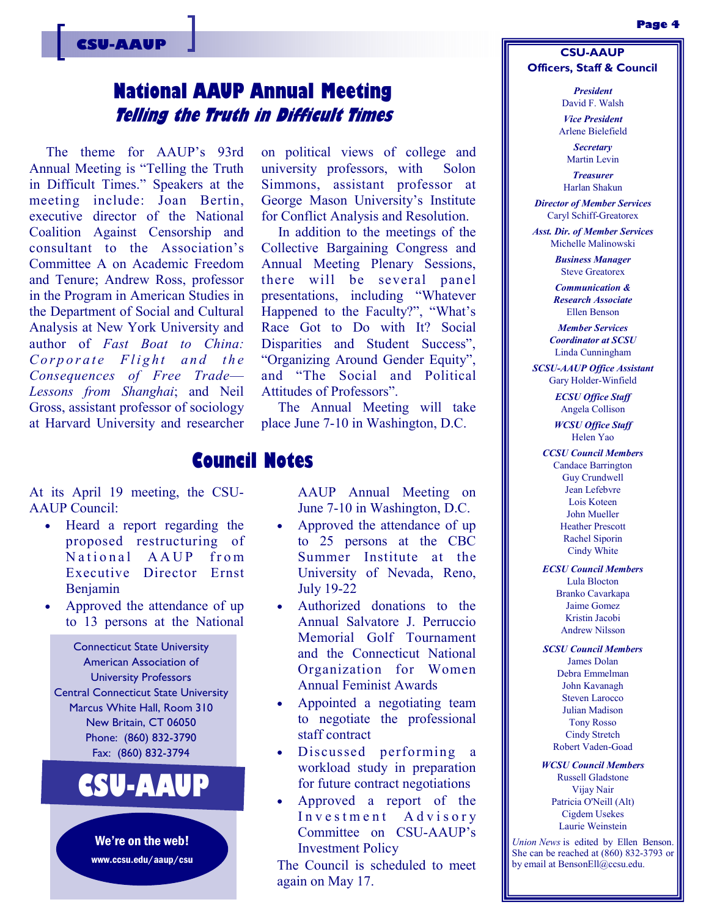# National AAUP Annual Meeting

## *Telling the Truth in Difficult Times*

The theme for AAUP's 93rd Annual Meeting is "Telling the Truth in Difficult Times." Speakers at the meeting include: Joan Bertin, executive director of the National Coalition Against Censorship and consultant to the Association's Committee A on Academic Freedom and Tenure; Andrew Ross, professor in the Program in American Studies in the Department of Social and Cultural Analysis at New York University and author of *Fast Boat to China: Corporate Flight and the Consequences of Free Trade—Lessons from Shanghai*; and Neil Gross, assistant professor of sociology at Harvard University and researcher on political views of college and university professors, with Solon Simmons, assistant professor at George Mason University's Institute for Conflict Analysis and Resolution.

In addition to the meetings of the Collective Bargaining Congress and Annual Meeting Plenary Sessions, there will be several panel presentations, including "Whatever Happened to the Faculty?", "What's Race Got to Do with It? Social Disparities and Student Success", "Organizing Around Gender Equity", and "The Social and Political Attitudes of Professors".

The Annual Meeting will take place June 7-10 in Washington, D.C.

# Council Notes

At its April 19 meeting, the CSU-AAUP Council:

- Heard a report regarding the proposed restructuring of National AAUP from Executive Director Ernst Benjamin
- Approved the attendance of up to 13 persons at the National AAUP Annual Meeting on June 7-10 in Washington, D.C.
- Approved the attendance of up to 25 persons at the CBC Summer Institute at the University of Nevada, Reno, July 19-22
- Authorized donations to the Annual Salvatore J. Perruccio Memorial Golf Tournament and the Connecticut National Organization for Women Annual Feminist Awards
- Appointed a negotiating team to negotiate the professional staff contract
- Discussed performing a workload study in preparation for future contract negotiations
- Approved a report of the Investment Advisory Committee on CSU-AAUP's Investment Policy

The Council is scheduled to meet again on May 17.

Connecticut State University
American Association of
University Professors
Central Connecticut State University
Marcus White Hall, Room 310
New Britain, CT 06050
Phone: (860) 832-3790
Fax: (860) 832-3794

**CSU-AAUP**

**We're on the web!**
**www.ccsu.edu/aaup/csu**

## CSU-AAUP Officers, Staff & Council

***President***
David F. Walsh

***Vice President***
Arlene Bielefield

***Secretary***
Martin Levin

***Treasurer***
Harlan Shakun

***Director of Member Services***
Caryl Schiff-Greatorex

***Asst. Dir. of Member Services***
Michelle Malinowski

***Business Manager***
Steve Greatorex

***Communication & Research Associate***
Ellen Benson

***Member Services Coordinator at SCSU***
Linda Cunningham

***SCSU-AAUP Office Assistant***
Gary Holder-Winfield

***ECSU Office Staff***
Angela Collison

***WCSU Office Staff***
Helen Yao

***CCSU Council Members***
Candace Barrington
Guy Crundwell
Jean Lefebvre
Lois Koteen
John Mueller
Heather Prescott
Rachel Siporin
Cindy White

***ECSU Council Members***
Lula Blocton
Branko Cavarkapa
Jaime Gomez
Kristin Jacobi
Andrew Nilsson

***SCSU Council Members***
James Dolan
Debra Emmelman
John Kavanagh
Steven Larocco
Julian Madison
Tony Rosso
Cindy Stretch
Robert Vaden-Goad

***WCSU Council Members***
Russell Gladstone
Vijay Nair
Patricia O'Neill (Alt)
Cigdem Usekes
Laurie Weinstein

*Union News* is edited by Ellen Benson. She can be reached at (860) 832-3793 or by email at BensonEll@ccsu.edu.